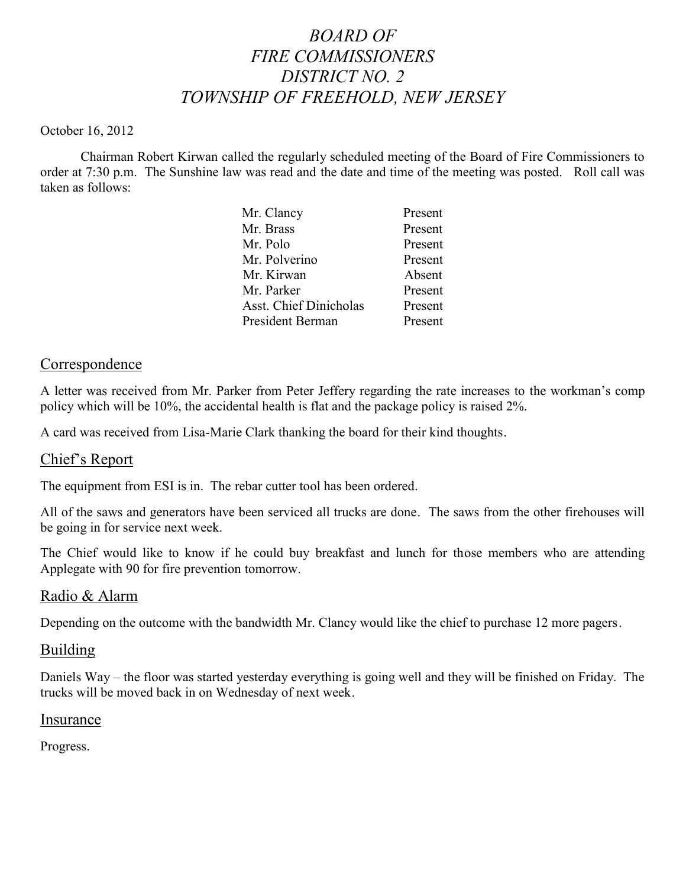# *BOARD OF FIRE COMMISSIONERS DISTRICT NO. 2 TOWNSHIP OF FREEHOLD, NEW JERSEY*

October 16, 2012

Chairman Robert Kirwan called the regularly scheduled meeting of the Board of Fire Commissioners to order at 7:30 p.m. The Sunshine law was read and the date and time of the meeting was posted. Roll call was taken as follows:

| | |
|---|---|
| Mr. Clancy | Present |
| Mr. Brass | Present |
| Mr. Polo | Present |
| Mr. Polverino | Present |
| Mr. Kirwan | Absent |
| Mr. Parker | Present |
| Asst. Chief Dinicholas | Present |
| President Berman | Present |

## Correspondence

A letter was received from Mr. Parker from Peter Jeffery regarding the rate increases to the workman's comp policy which will be 10%, the accidental health is flat and the package policy is raised 2%.

A card was received from Lisa-Marie Clark thanking the board for their kind thoughts.

## Chief's Report

The equipment from ESI is in. The rebar cutter tool has been ordered.

All of the saws and generators have been serviced all trucks are done. The saws from the other firehouses will be going in for service next week.

The Chief would like to know if he could buy breakfast and lunch for those members who are attending Applegate with 90 for fire prevention tomorrow.

## Radio & Alarm

Depending on the outcome with the bandwidth Mr. Clancy would like the chief to purchase 12 more pagers.

## Building

Daniels Way – the floor was started yesterday everything is going well and they will be finished on Friday. The trucks will be moved back in on Wednesday of next week.

## Insurance

Progress.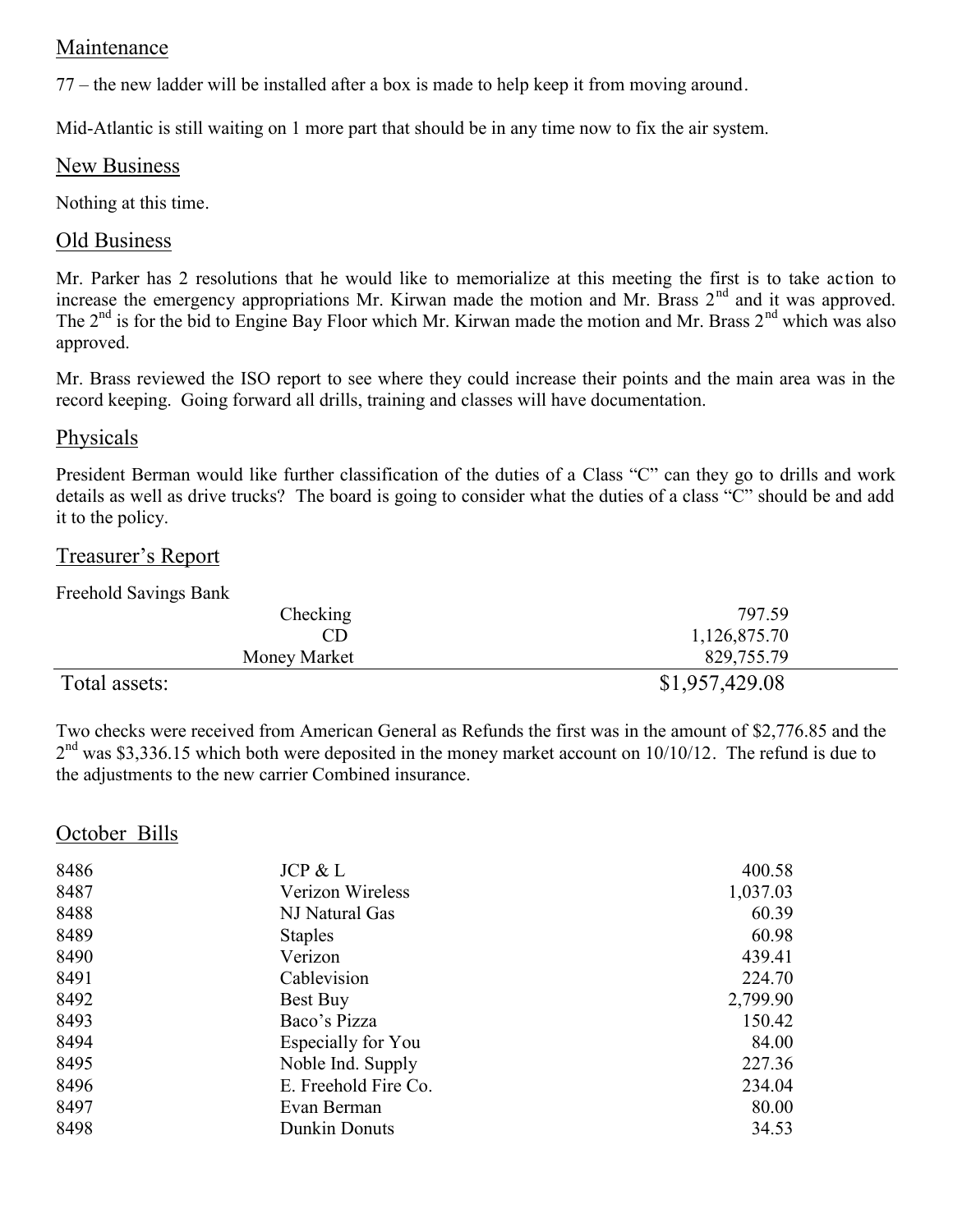## Maintenance

77 – the new ladder will be installed after a box is made to help keep it from moving around.

Mid-Atlantic is still waiting on 1 more part that should be in any time now to fix the air system.

## New Business

Nothing at this time.

## Old Business

Mr. Parker has 2 resolutions that he would like to memorialize at this meeting the first is to take action to increase the emergency appropriations Mr. Kirwan made the motion and Mr. Brass 2nd and it was approved. The 2nd is for the bid to Engine Bay Floor which Mr. Kirwan made the motion and Mr. Brass 2nd which was also approved.

Mr. Brass reviewed the ISO report to see where they could increase their points and the main area was in the record keeping. Going forward all drills, training and classes will have documentation.

## Physicals

President Berman would like further classification of the duties of a Class "C" can they go to drills and work details as well as drive trucks? The board is going to consider what the duties of a class "C" should be and add it to the policy.

## Treasurer's Report

Freehold Savings Bank

| | | |
|---|---|---|
| | Checking | 797.59 |
| | CD | 1,126,875.70 |
| | Money Market | 829,755.79 |
| Total assets: | | $1,957,429.08 |

Two checks were received from American General as Refunds the first was in the amount of $2,776.85 and the 2nd was $3,336.15 which both were deposited in the money market account on 10/10/12. The refund is due to the adjustments to the new carrier Combined insurance.

## October Bills

| | | |
|---|---|---|
| 8486 | JCP & L | 400.58 |
| 8487 | Verizon Wireless | 1,037.03 |
| 8488 | NJ Natural Gas | 60.39 |
| 8489 | Staples | 60.98 |
| 8490 | Verizon | 439.41 |
| 8491 | Cablevision | 224.70 |
| 8492 | Best Buy | 2,799.90 |
| 8493 | Baco's Pizza | 150.42 |
| 8494 | Especially for You | 84.00 |
| 8495 | Noble Ind. Supply | 227.36 |
| 8496 | E. Freehold Fire Co. | 234.04 |
| 8497 | Evan Berman | 80.00 |
| 8498 | Dunkin Donuts | 34.53 |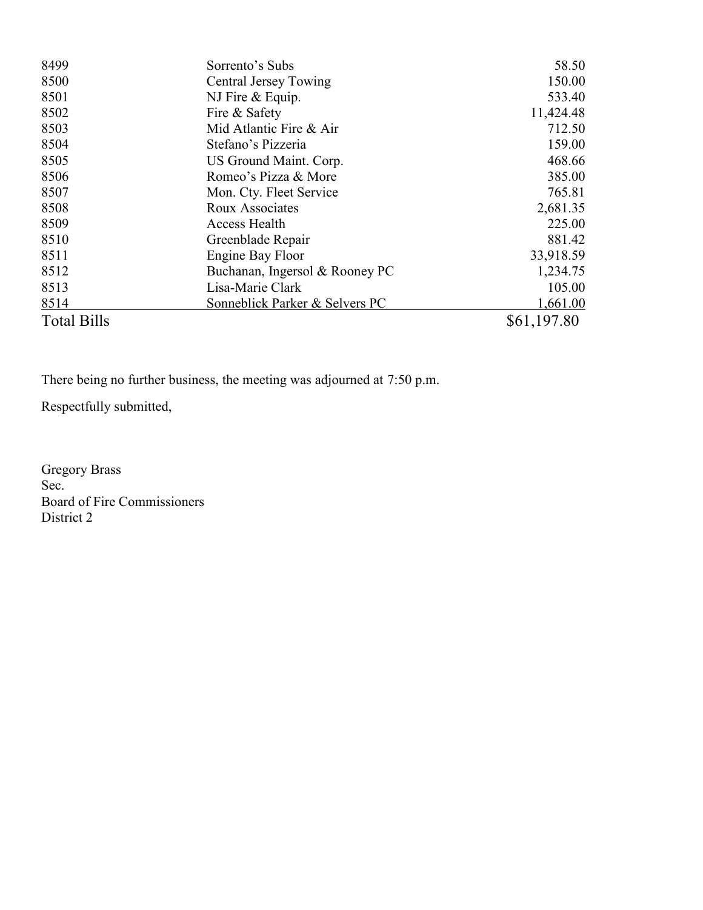| | | |
|---|---|---|
| 8499 | Sorrento's Subs | 58.50 |
| 8500 | Central Jersey Towing | 150.00 |
| 8501 | NJ Fire & Equip. | 533.40 |
| 8502 | Fire & Safety | 11,424.48 |
| 8503 | Mid Atlantic Fire & Air | 712.50 |
| 8504 | Stefano's Pizzeria | 159.00 |
| 8505 | US Ground Maint. Corp. | 468.66 |
| 8506 | Romeo's Pizza & More | 385.00 |
| 8507 | Mon. Cty. Fleet Service | 765.81 |
| 8508 | Roux Associates | 2,681.35 |
| 8509 | Access Health | 225.00 |
| 8510 | Greenblade Repair | 881.42 |
| 8511 | Engine Bay Floor | 33,918.59 |
| 8512 | Buchanan, Ingersol & Rooney PC | 1,234.75 |
| 8513 | Lisa-Marie Clark | 105.00 |
| 8514 | Sonneblick Parker & Selvers PC | 1,661.00 |
| Total Bills | | $61,197.80 |

There being no further business, the meeting was adjourned at 7:50 p.m.

Respectfully submitted,

Gregory Brass
Sec.
Board of Fire Commissioners
District 2